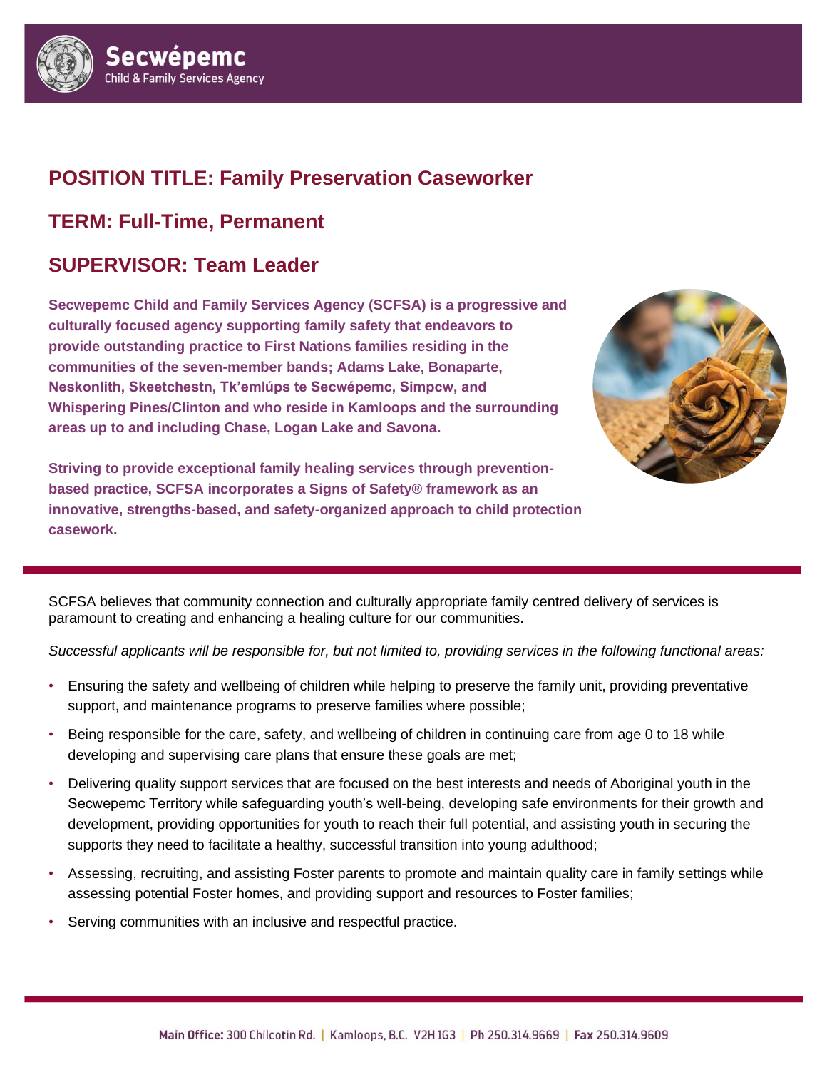# POSITION TITLE: Family Preservation Caseworker

## TERM: Full-Time, Permanent

## SUPERVISOR: Team Leader

**Secwepemc Child and Family Services Agency (SCFSA) is a progressive and culturally focused agency supporting family safety that endeavors to provide outstanding practice to First Nations families residing in the communities of the seven-member bands; Adams Lake, Bonaparte, Neskonlith, Skeetchestn, Tk'emlúps te Secwépemc, Simpcw, and Whispering Pines/Clinton and who reside in Kamloops and the surrounding areas up to and including Chase, Logan Lake and Savona.**

**Striving to provide exceptional family healing services through prevention-based practice, SCFSA incorporates a Signs of Safety® framework as an innovative, strengths-based, and safety-organized approach to child protection casework.**

SCFSA believes that community connection and culturally appropriate family centred delivery of services is paramount to creating and enhancing a healing culture for our communities.

*Successful applicants will be responsible for, but not limited to, providing services in the following functional areas:*

- Ensuring the safety and wellbeing of children while helping to preserve the family unit, providing preventative support, and maintenance programs to preserve families where possible;
- Being responsible for the care, safety, and wellbeing of children in continuing care from age 0 to 18 while developing and supervising care plans that ensure these goals are met;
- Delivering quality support services that are focused on the best interests and needs of Aboriginal youth in the Secwepemc Territory while safeguarding youth's well-being, developing safe environments for their growth and development, providing opportunities for youth to reach their full potential, and assisting youth in securing the supports they need to facilitate a healthy, successful transition into young adulthood;
- Assessing, recruiting, and assisting Foster parents to promote and maintain quality care in family settings while assessing potential Foster homes, and providing support and resources to Foster families;
- Serving communities with an inclusive and respectful practice.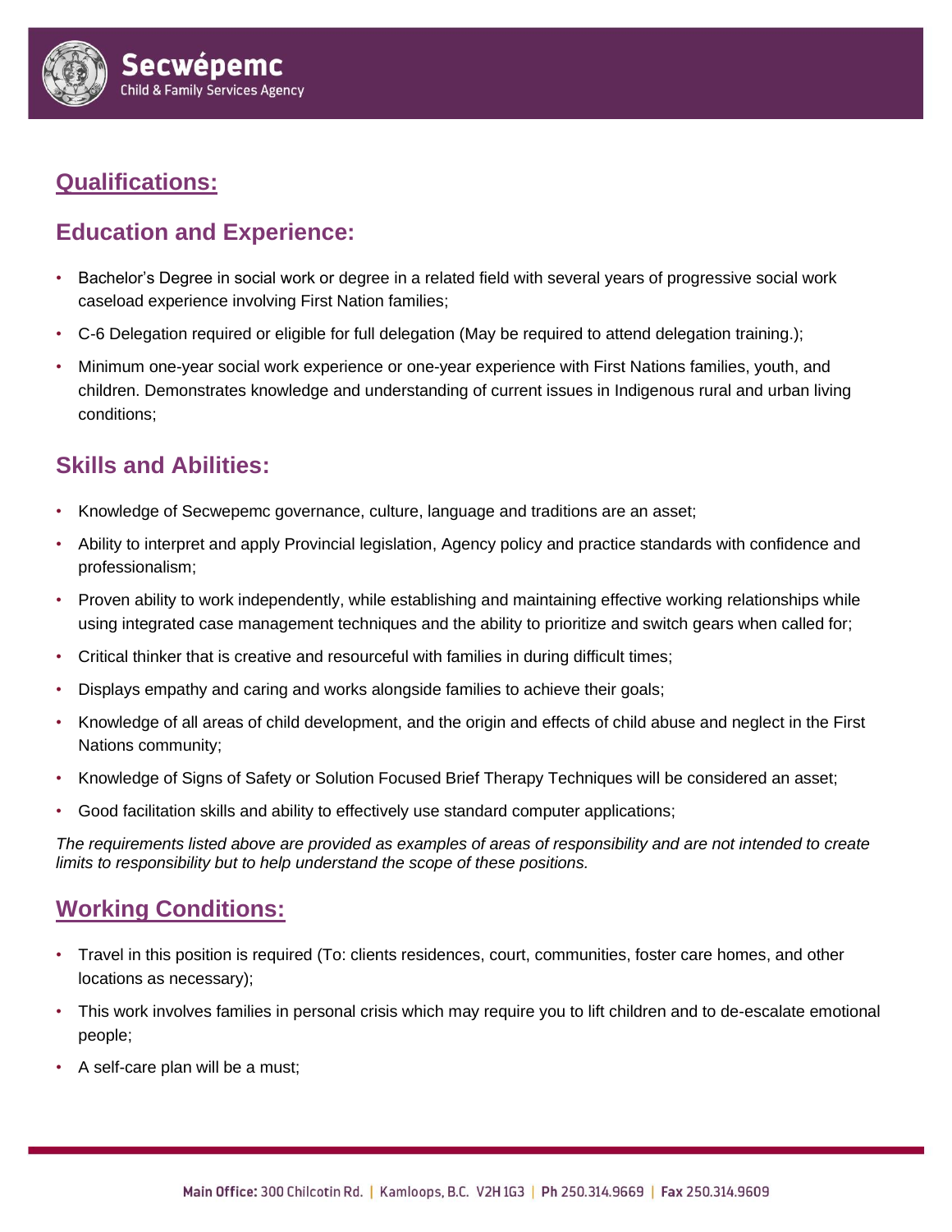## Qualifications:

### Education and Experience:

- Bachelor's Degree in social work or degree in a related field with several years of progressive social work caseload experience involving First Nation families;
- C-6 Delegation required or eligible for full delegation (May be required to attend delegation training.);
- Minimum one-year social work experience or one-year experience with First Nations families, youth, and children. Demonstrates knowledge and understanding of current issues in Indigenous rural and urban living conditions;

### Skills and Abilities:

- Knowledge of Secwepemc governance, culture, language and traditions are an asset;
- Ability to interpret and apply Provincial legislation, Agency policy and practice standards with confidence and professionalism;
- Proven ability to work independently, while establishing and maintaining effective working relationships while using integrated case management techniques and the ability to prioritize and switch gears when called for;
- Critical thinker that is creative and resourceful with families in during difficult times;
- Displays empathy and caring and works alongside families to achieve their goals;
- Knowledge of all areas of child development, and the origin and effects of child abuse and neglect in the First Nations community;
- Knowledge of Signs of Safety or Solution Focused Brief Therapy Techniques will be considered an asset;
- Good facilitation skills and ability to effectively use standard computer applications;

*The requirements listed above are provided as examples of areas of responsibility and are not intended to create limits to responsibility but to help understand the scope of these positions.*

## Working Conditions:

- Travel in this position is required (To: clients residences, court, communities, foster care homes, and other locations as necessary);
- This work involves families in personal crisis which may require you to lift children and to de-escalate emotional people;
- A self-care plan will be a must;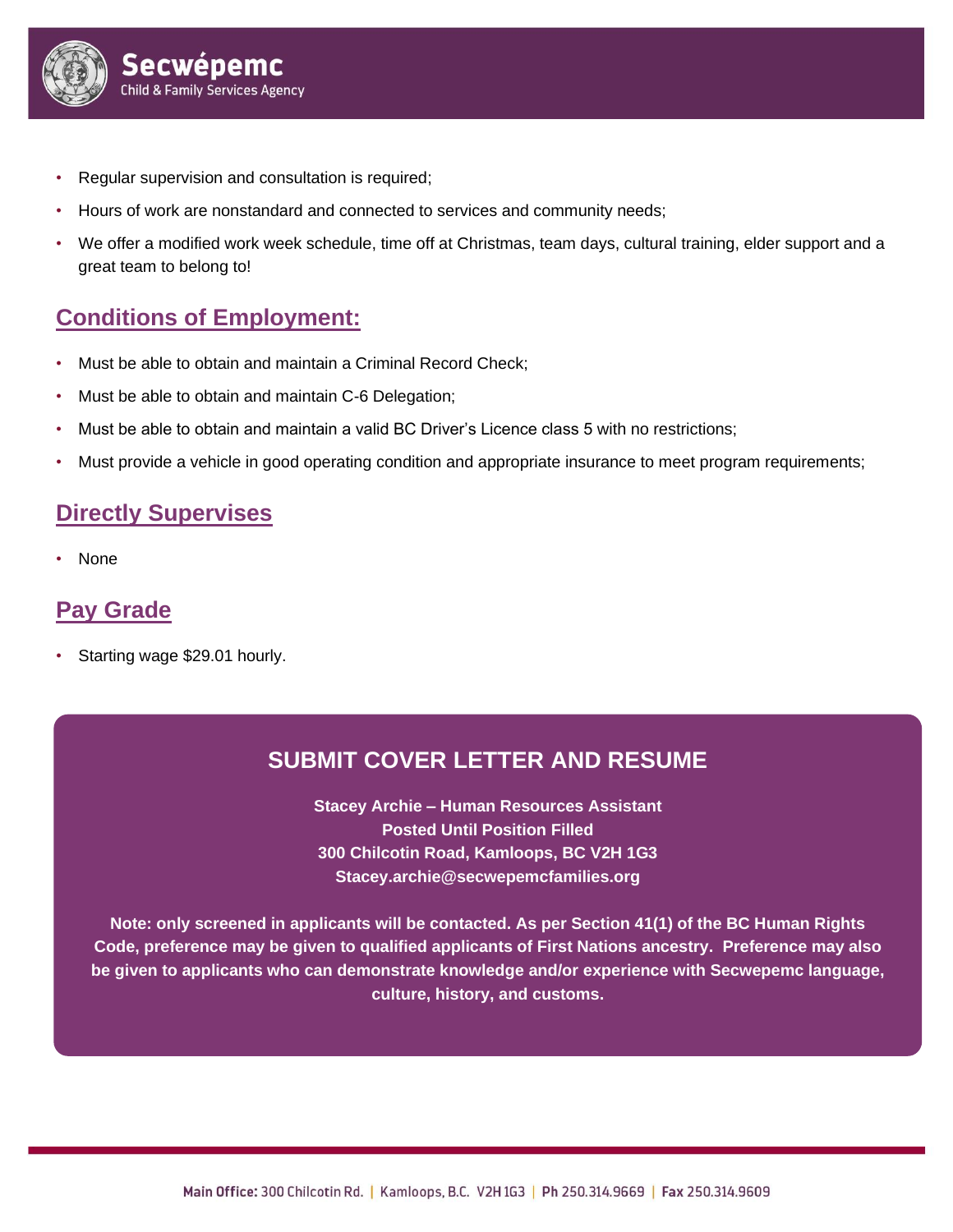- Regular supervision and consultation is required;
- Hours of work are nonstandard and connected to services and community needs;
- We offer a modified work week schedule, time off at Christmas, team days, cultural training, elder support and a great team to belong to!

## Conditions of Employment:

- Must be able to obtain and maintain a Criminal Record Check;
- Must be able to obtain and maintain C-6 Delegation;
- Must be able to obtain and maintain a valid BC Driver's Licence class 5 with no restrictions;
- Must provide a vehicle in good operating condition and appropriate insurance to meet program requirements;

## Directly Supervises

- None

## Pay Grade

- Starting wage $29.01 hourly.

## SUBMIT COVER LETTER AND RESUME

**Stacey Archie – Human Resources Assistant**
**Posted Until Position Filled**
**300 Chilcotin Road, Kamloops, BC V2H 1G3**
**Stacey.archie@secwepemcfamilies.org**

**Note: only screened in applicants will be contacted. As per Section 41(1) of the BC Human Rights Code, preference may be given to qualified applicants of First Nations ancestry. Preference may also be given to applicants who can demonstrate knowledge and/or experience with Secwepemc language, culture, history, and customs.**